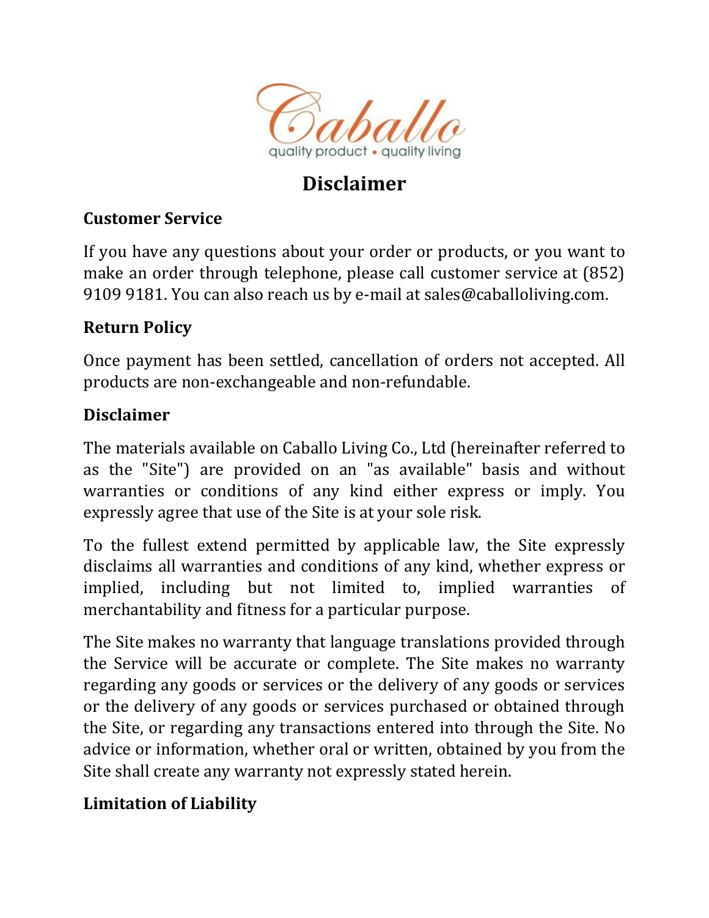Caballo

quality product • quality living

# Disclaimer

## Customer Service

If you have any questions about your order or products, or you want to make an order through telephone, please call customer service at (852) 9109 9181. You can also reach us by e-mail at sales@caballoliving.com.

## Return Policy

Once payment has been settled, cancellation of orders not accepted. All products are non-exchangeable and non-refundable.

## Disclaimer

The materials available on Caballo Living Co., Ltd (hereinafter referred to as the "Site") are provided on an "as available" basis and without warranties or conditions of any kind either express or imply. You expressly agree that use of the Site is at your sole risk.

To the fullest extend permitted by applicable law, the Site expressly disclaims all warranties and conditions of any kind, whether express or implied, including but not limited to, implied warranties of merchantability and fitness for a particular purpose.

The Site makes no warranty that language translations provided through the Service will be accurate or complete. The Site makes no warranty regarding any goods or services or the delivery of any goods or services or the delivery of any goods or services purchased or obtained through the Site, or regarding any transactions entered into through the Site. No advice or information, whether oral or written, obtained by you from the Site shall create any warranty not expressly stated herein.

## Limitation of Liability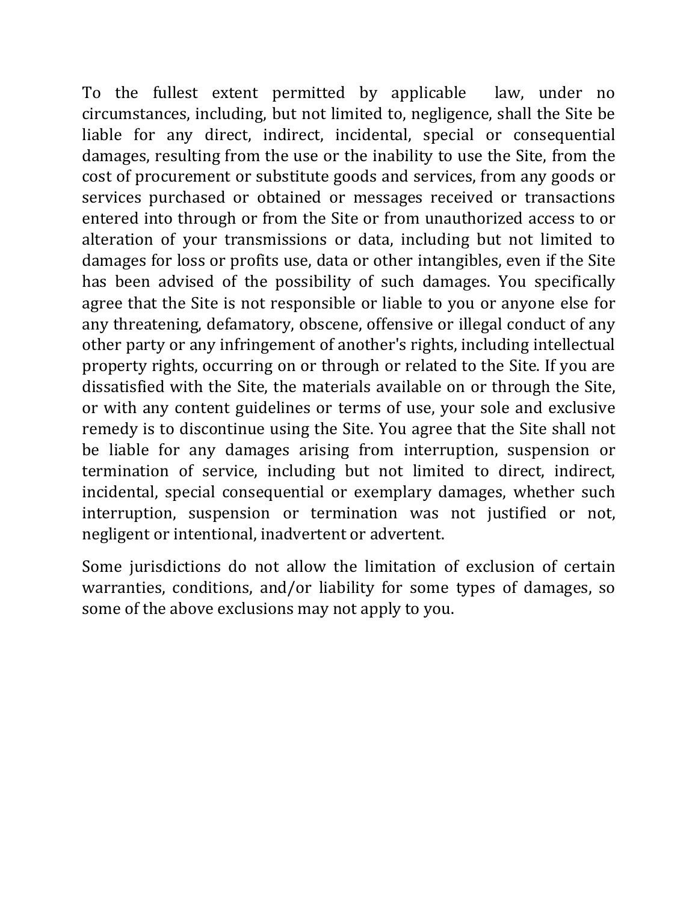To the fullest extent permitted by applicable law, under no circumstances, including, but not limited to, negligence, shall the Site be liable for any direct, indirect, incidental, special or consequential damages, resulting from the use or the inability to use the Site, from the cost of procurement or substitute goods and services, from any goods or services purchased or obtained or messages received or transactions entered into through or from the Site or from unauthorized access to or alteration of your transmissions or data, including but not limited to damages for loss or profits use, data or other intangibles, even if the Site has been advised of the possibility of such damages. You specifically agree that the Site is not responsible or liable to you or anyone else for any threatening, defamatory, obscene, offensive or illegal conduct of any other party or any infringement of another's rights, including intellectual property rights, occurring on or through or related to the Site. If you are dissatisfied with the Site, the materials available on or through the Site, or with any content guidelines or terms of use, your sole and exclusive remedy is to discontinue using the Site. You agree that the Site shall not be liable for any damages arising from interruption, suspension or termination of service, including but not limited to direct, indirect, incidental, special consequential or exemplary damages, whether such interruption, suspension or termination was not justified or not, negligent or intentional, inadvertent or advertent.

Some jurisdictions do not allow the limitation of exclusion of certain warranties, conditions, and/or liability for some types of damages, so some of the above exclusions may not apply to you.